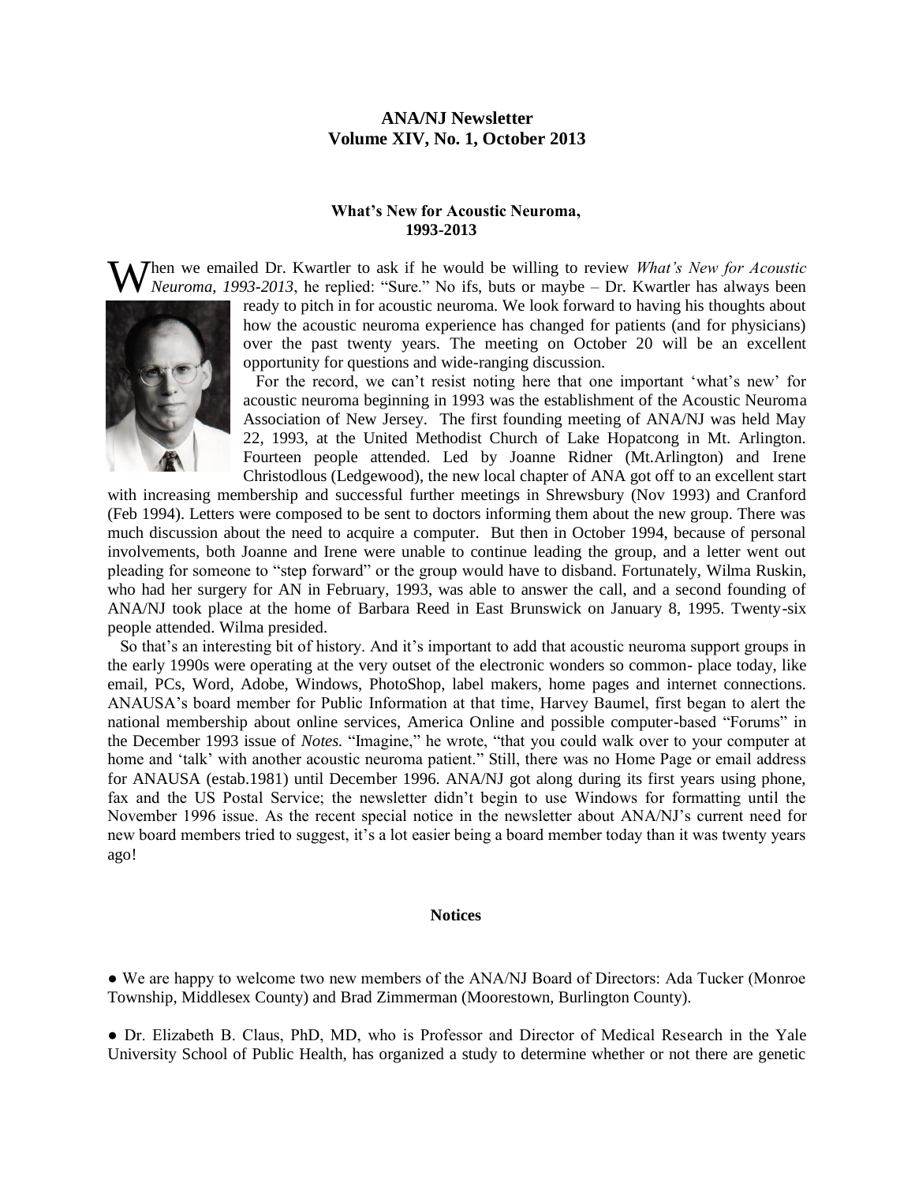# ANA/NJ Newsletter
# Volume XIV, No. 1, October 2013

### What's New for Acoustic Neuroma, 1993-2013

When we emailed Dr. Kwartler to ask if he would be willing to review *What's New for Acoustic Neuroma, 1993-2013*, he replied: "Sure." No ifs, buts or maybe – Dr. Kwartler has always been ready to pitch in for acoustic neuroma. We look forward to having his thoughts about how the acoustic neuroma experience has changed for patients (and for physicians) over the past twenty years. The meeting on October 20 will be an excellent opportunity for questions and wide-ranging discussion.

For the record, we can't resist noting here that one important 'what's new' for acoustic neuroma beginning in 1993 was the establishment of the Acoustic Neuroma Association of New Jersey. The first founding meeting of ANA/NJ was held May 22, 1993, at the United Methodist Church of Lake Hopatcong in Mt. Arlington. Fourteen people attended. Led by Joanne Ridner (Mt.Arlington) and Irene Christodlous (Ledgewood), the new local chapter of ANA got off to an excellent start with increasing membership and successful further meetings in Shrewsbury (Nov 1993) and Cranford (Feb 1994). Letters were composed to be sent to doctors informing them about the new group. There was much discussion about the need to acquire a computer. But then in October 1994, because of personal involvements, both Joanne and Irene were unable to continue leading the group, and a letter went out pleading for someone to "step forward" or the group would have to disband. Fortunately, Wilma Ruskin, who had her surgery for AN in February, 1993, was able to answer the call, and a second founding of ANA/NJ took place at the home of Barbara Reed in East Brunswick on January 8, 1995. Twenty-six people attended. Wilma presided.

So that's an interesting bit of history. And it's important to add that acoustic neuroma support groups in the early 1990s were operating at the very outset of the electronic wonders so common- place today, like email, PCs, Word, Adobe, Windows, PhotoShop, label makers, home pages and internet connections. ANAUSA's board member for Public Information at that time, Harvey Baumel, first began to alert the national membership about online services, America Online and possible computer-based "Forums" in the December 1993 issue of *Notes.* "Imagine," he wrote, "that you could walk over to your computer at home and 'talk' with another acoustic neuroma patient." Still, there was no Home Page or email address for ANAUSA (estab.1981) until December 1996. ANA/NJ got along during its first years using phone, fax and the US Postal Service; the newsletter didn't begin to use Windows for formatting until the November 1996 issue. As the recent special notice in the newsletter about ANA/NJ's current need for new board members tried to suggest, it's a lot easier being a board member today than it was twenty years ago!

### Notices

● We are happy to welcome two new members of the ANA/NJ Board of Directors: Ada Tucker (Monroe Township, Middlesex County) and Brad Zimmerman (Moorestown, Burlington County).

● Dr. Elizabeth B. Claus, PhD, MD, who is Professor and Director of Medical Research in the Yale University School of Public Health, has organized a study to determine whether or not there are genetic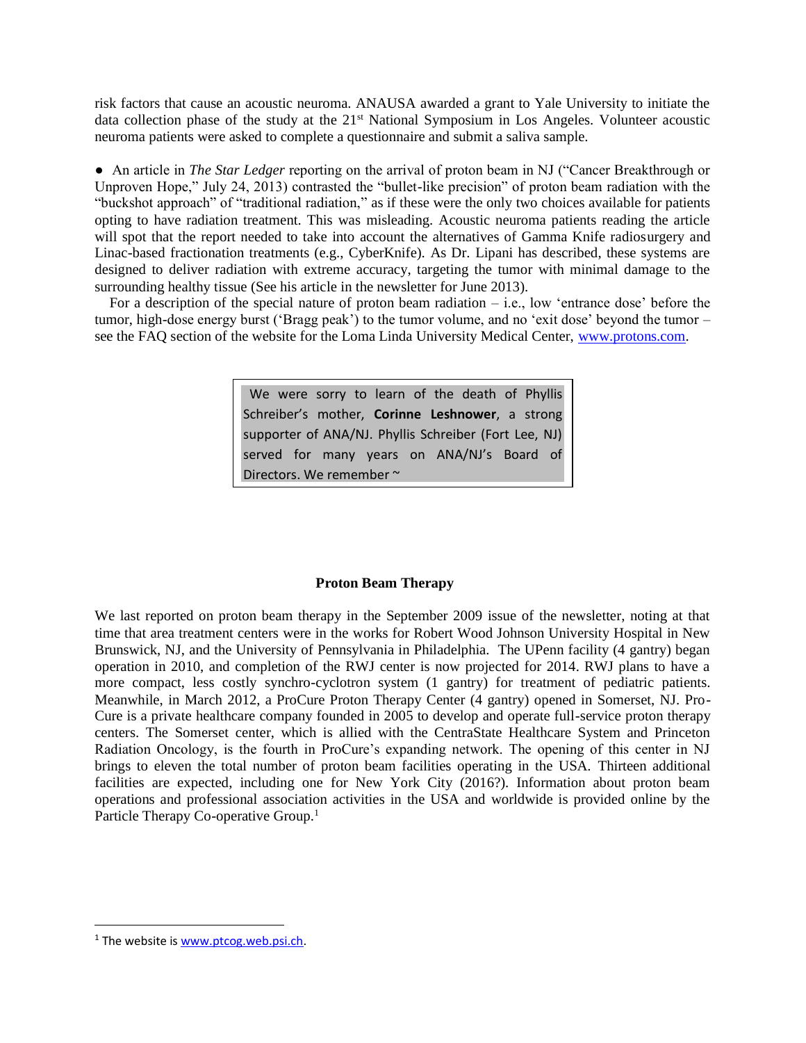risk factors that cause an acoustic neuroma. ANAUSA awarded a grant to Yale University to initiate the data collection phase of the study at the 21st National Symposium in Los Angeles. Volunteer acoustic neuroma patients were asked to complete a questionnaire and submit a saliva sample.

● An article in *The Star Ledger* reporting on the arrival of proton beam in NJ ("Cancer Breakthrough or Unproven Hope," July 24, 2013) contrasted the "bullet-like precision" of proton beam radiation with the "buckshot approach" of "traditional radiation," as if these were the only two choices available for patients opting to have radiation treatment. This was misleading. Acoustic neuroma patients reading the article will spot that the report needed to take into account the alternatives of Gamma Knife radiosurgery and Linac-based fractionation treatments (e.g., CyberKnife). As Dr. Lipani has described, these systems are designed to deliver radiation with extreme accuracy, targeting the tumor with minimal damage to the surrounding healthy tissue (See his article in the newsletter for June 2013).

For a description of the special nature of proton beam radiation – i.e., low 'entrance dose' before the tumor, high-dose energy burst ('Bragg peak') to the tumor volume, and no 'exit dose' beyond the tumor – see the FAQ section of the website for the Loma Linda University Medical Center, www.protons.com.

> We were sorry to learn of the death of Phyllis Schreiber's mother, **Corinne Leshnower**, a strong supporter of ANA/NJ. Phyllis Schreiber (Fort Lee, NJ) served for many years on ANA/NJ's Board of Directors. We remember ~

### Proton Beam Therapy

We last reported on proton beam therapy in the September 2009 issue of the newsletter, noting at that time that area treatment centers were in the works for Robert Wood Johnson University Hospital in New Brunswick, NJ, and the University of Pennsylvania in Philadelphia. The UPenn facility (4 gantry) began operation in 2010, and completion of the RWJ center is now projected for 2014. RWJ plans to have a more compact, less costly synchro-cyclotron system (1 gantry) for treatment of pediatric patients. Meanwhile, in March 2012, a ProCure Proton Therapy Center (4 gantry) opened in Somerset, NJ. ProCure is a private healthcare company founded in 2005 to develop and operate full-service proton therapy centers. The Somerset center, which is allied with the CentraState Healthcare System and Princeton Radiation Oncology, is the fourth in ProCure's expanding network. The opening of this center in NJ brings to eleven the total number of proton beam facilities operating in the USA. Thirteen additional facilities are expected, including one for New York City (2016?). Information about proton beam operations and professional association activities in the USA and worldwide is provided online by the Particle Therapy Co-operative Group.[1]

[1] The website is www.ptcog.web.psi.ch.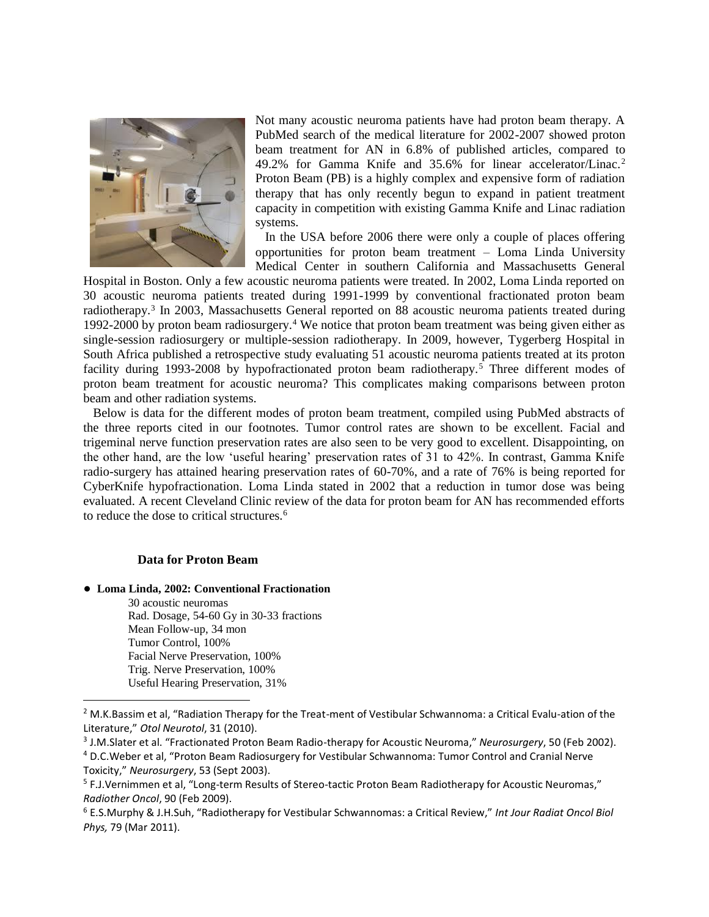Not many acoustic neuroma patients have had proton beam therapy. A PubMed search of the medical literature for 2002-2007 showed proton beam treatment for AN in 6.8% of published articles, compared to 49.2% for Gamma Knife and 35.6% for linear accelerator/Linac.[2] Proton Beam (PB) is a highly complex and expensive form of radiation therapy that has only recently begun to expand in patient treatment capacity in competition with existing Gamma Knife and Linac radiation systems.

In the USA before 2006 there were only a couple of places offering opportunities for proton beam treatment – Loma Linda University Medical Center in southern California and Massachusetts General Hospital in Boston. Only a few acoustic neuroma patients were treated. In 2002, Loma Linda reported on 30 acoustic neuroma patients treated during 1991-1999 by conventional fractionated proton beam radiotherapy.[3] In 2003, Massachusetts General reported on 88 acoustic neuroma patients treated during 1992-2000 by proton beam radiosurgery.[4] We notice that proton beam treatment was being given either as single-session radiosurgery or multiple-session radiotherapy. In 2009, however, Tygerberg Hospital in South Africa published a retrospective study evaluating 51 acoustic neuroma patients treated at its proton facility during 1993-2008 by hypofractionated proton beam radiotherapy.[5] Three different modes of proton beam treatment for acoustic neuroma? This complicates making comparisons between proton beam and other radiation systems.

Below is data for the different modes of proton beam treatment, compiled using PubMed abstracts of the three reports cited in our footnotes. Tumor control rates are shown to be excellent. Facial and trigeminal nerve function preservation rates are also seen to be very good to excellent. Disappointing, on the other hand, are the low 'useful hearing' preservation rates of 31 to 42%. In contrast, Gamma Knife radio-surgery has attained hearing preservation rates of 60-70%, and a rate of 76% is being reported for CyberKnife hypofractionation. Loma Linda stated in 2002 that a reduction in tumor dose was being evaluated. A recent Cleveland Clinic review of the data for proton beam for AN has recommended efforts to reduce the dose to critical structures.[6]

### Data for Proton Beam

- **Loma Linda, 2002: Conventional Fractionation**
  - 30 acoustic neuromas
  - Rad. Dosage, 54-60 Gy in 30-33 fractions
  - Mean Follow-up, 34 mon
  - Tumor Control, 100%
  - Facial Nerve Preservation, 100%
  - Trig. Nerve Preservation, 100%
  - Useful Hearing Preservation, 31%

---

[2] M.K.Bassim et al, "Radiation Therapy for the Treat-ment of Vestibular Schwannoma: a Critical Evalu-ation of the Literature," *Otol Neurotol*, 31 (2010).

[3] J.M.Slater et al. "Fractionated Proton Beam Radio-therapy for Acoustic Neuroma," *Neurosurgery*, 50 (Feb 2002).

[4] D.C.Weber et al, "Proton Beam Radiosurgery for Vestibular Schwannoma: Tumor Control and Cranial Nerve Toxicity," *Neurosurgery*, 53 (Sept 2003).

[5] F.J.Vernimmen et al, "Long-term Results of Stereo-tactic Proton Beam Radiotherapy for Acoustic Neuromas," *Radiother Oncol*, 90 (Feb 2009).

[6] E.S.Murphy & J.H.Suh, "Radiotherapy for Vestibular Schwannomas: a Critical Review," *Int Jour Radiat Oncol Biol Phys,* 79 (Mar 2011).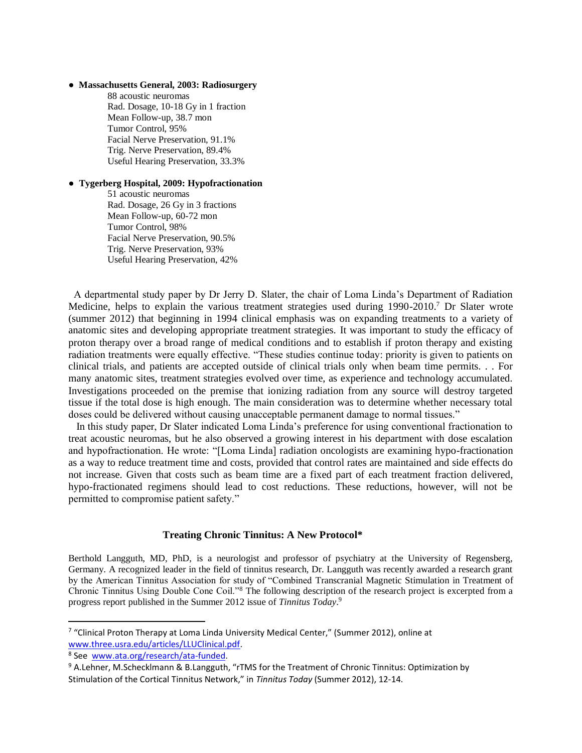- **Massachusetts General, 2003: Radiosurgery**
  - 88 acoustic neuromas
  - Rad. Dosage, 10-18 Gy in 1 fraction
  - Mean Follow-up, 38.7 mon
  - Tumor Control, 95%
  - Facial Nerve Preservation, 91.1%
  - Trig. Nerve Preservation, 89.4%
  - Useful Hearing Preservation, 33.3%

- **Tygerberg Hospital, 2009: Hypofractionation**
  - 51 acoustic neuromas
  - Rad. Dosage, 26 Gy in 3 fractions
  - Mean Follow-up, 60-72 mon
  - Tumor Control, 98%
  - Facial Nerve Preservation, 90.5%
  - Trig. Nerve Preservation, 93%
  - Useful Hearing Preservation, 42%

A departmental study paper by Dr Jerry D. Slater, the chair of Loma Linda's Department of Radiation Medicine, helps to explain the various treatment strategies used during 1990-2010.[7] Dr Slater wrote (summer 2012) that beginning in 1994 clinical emphasis was on expanding treatments to a variety of anatomic sites and developing appropriate treatment strategies. It was important to study the efficacy of proton therapy over a broad range of medical conditions and to establish if proton therapy and existing radiation treatments were equally effective. "These studies continue today: priority is given to patients on clinical trials, and patients are accepted outside of clinical trials only when beam time permits. . . For many anatomic sites, treatment strategies evolved over time, as experience and technology accumulated. Investigations proceeded on the premise that ionizing radiation from any source will destroy targeted tissue if the total dose is high enough. The main consideration was to determine whether necessary total doses could be delivered without causing unacceptable permanent damage to normal tissues."

In this study paper, Dr Slater indicated Loma Linda's preference for using conventional fractionation to treat acoustic neuromas, but he also observed a growing interest in his department with dose escalation and hypofractionation. He wrote: "[Loma Linda] radiation oncologists are examining hypo-fractionation as a way to reduce treatment time and costs, provided that control rates are maintained and side effects do not increase. Given that costs such as beam time are a fixed part of each treatment fraction delivered, hypo-fractionated regimens should lead to cost reductions. These reductions, however, will not be permitted to compromise patient safety."

## Treating Chronic Tinnitus: A New Protocol*

Berthold Langguth, MD, PhD, is a neurologist and professor of psychiatry at the University of Regensberg, Germany. A recognized leader in the field of tinnitus research, Dr. Langguth was recently awarded a research grant by the American Tinnitus Association for study of "Combined Transcranial Magnetic Stimulation in Treatment of Chronic Tinnitus Using Double Cone Coil."[8] The following description of the research project is excerpted from a progress report published in the Summer 2012 issue of *Tinnitus Today*.[9]

---

[7] "Clinical Proton Therapy at Loma Linda University Medical Center," (Summer 2012), online at www.three.usra.edu/articles/LLUClinical.pdf.

[8] See www.ata.org/research/ata-funded.

[9] A.Lehner, M.Schecklmann & B.Langguth, "rTMS for the Treatment of Chronic Tinnitus: Optimization by Stimulation of the Cortical Tinnitus Network," in *Tinnitus Today* (Summer 2012), 12-14.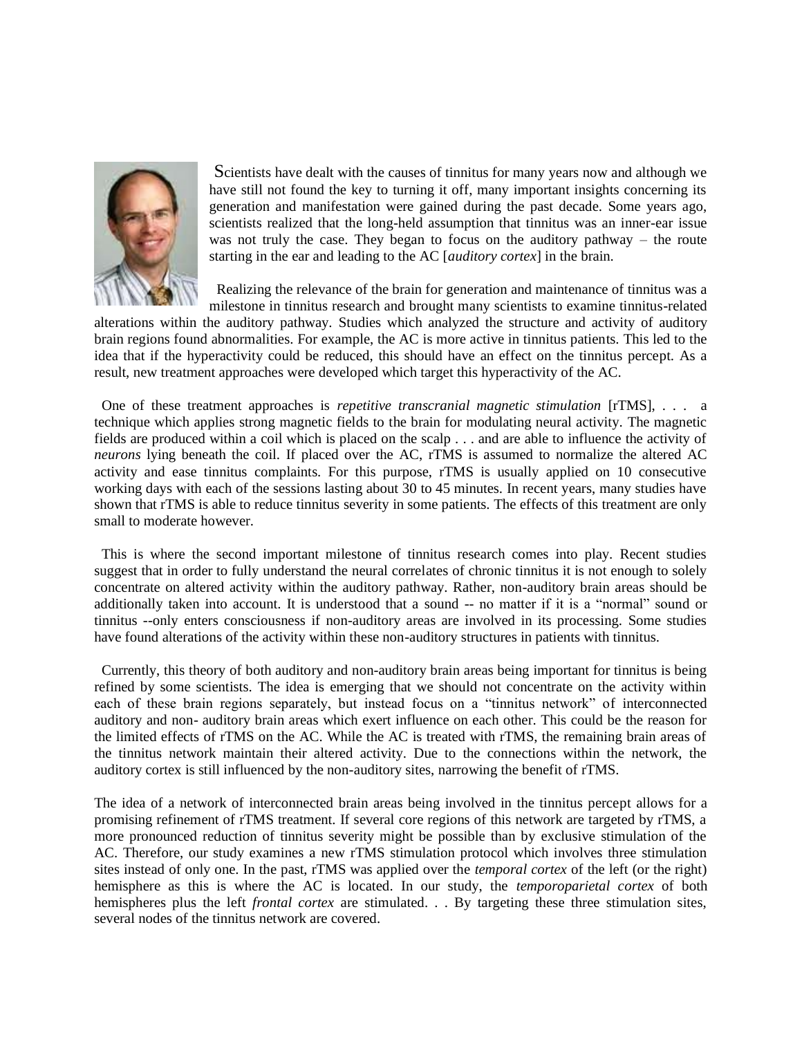Scientists have dealt with the causes of tinnitus for many years now and although we have still not found the key to turning it off, many important insights concerning its generation and manifestation were gained during the past decade. Some years ago, scientists realized that the long-held assumption that tinnitus was an inner-ear issue was not truly the case. They began to focus on the auditory pathway – the route starting in the ear and leading to the AC [*auditory cortex*] in the brain.

Realizing the relevance of the brain for generation and maintenance of tinnitus was a milestone in tinnitus research and brought many scientists to examine tinnitus-related alterations within the auditory pathway. Studies which analyzed the structure and activity of auditory brain regions found abnormalities. For example, the AC is more active in tinnitus patients. This led to the idea that if the hyperactivity could be reduced, this should have an effect on the tinnitus percept. As a result, new treatment approaches were developed which target this hyperactivity of the AC.

One of these treatment approaches is *repetitive transcranial magnetic stimulation* [rTMS], . . . a technique which applies strong magnetic fields to the brain for modulating neural activity. The magnetic fields are produced within a coil which is placed on the scalp . . . and are able to influence the activity of *neurons* lying beneath the coil. If placed over the AC, rTMS is assumed to normalize the altered AC activity and ease tinnitus complaints. For this purpose, rTMS is usually applied on 10 consecutive working days with each of the sessions lasting about 30 to 45 minutes. In recent years, many studies have shown that rTMS is able to reduce tinnitus severity in some patients. The effects of this treatment are only small to moderate however.

This is where the second important milestone of tinnitus research comes into play. Recent studies suggest that in order to fully understand the neural correlates of chronic tinnitus it is not enough to solely concentrate on altered activity within the auditory pathway. Rather, non-auditory brain areas should be additionally taken into account. It is understood that a sound -- no matter if it is a "normal" sound or tinnitus --only enters consciousness if non-auditory areas are involved in its processing. Some studies have found alterations of the activity within these non-auditory structures in patients with tinnitus.

Currently, this theory of both auditory and non-auditory brain areas being important for tinnitus is being refined by some scientists. The idea is emerging that we should not concentrate on the activity within each of these brain regions separately, but instead focus on a "tinnitus network" of interconnected auditory and non- auditory brain areas which exert influence on each other. This could be the reason for the limited effects of rTMS on the AC. While the AC is treated with rTMS, the remaining brain areas of the tinnitus network maintain their altered activity. Due to the connections within the network, the auditory cortex is still influenced by the non-auditory sites, narrowing the benefit of rTMS.

The idea of a network of interconnected brain areas being involved in the tinnitus percept allows for a promising refinement of rTMS treatment. If several core regions of this network are targeted by rTMS, a more pronounced reduction of tinnitus severity might be possible than by exclusive stimulation of the AC. Therefore, our study examines a new rTMS stimulation protocol which involves three stimulation sites instead of only one. In the past, rTMS was applied over the *temporal cortex* of the left (or the right) hemisphere as this is where the AC is located. In our study, the *temporoparietal cortex* of both hemispheres plus the left *frontal cortex* are stimulated. . . By targeting these three stimulation sites, several nodes of the tinnitus network are covered.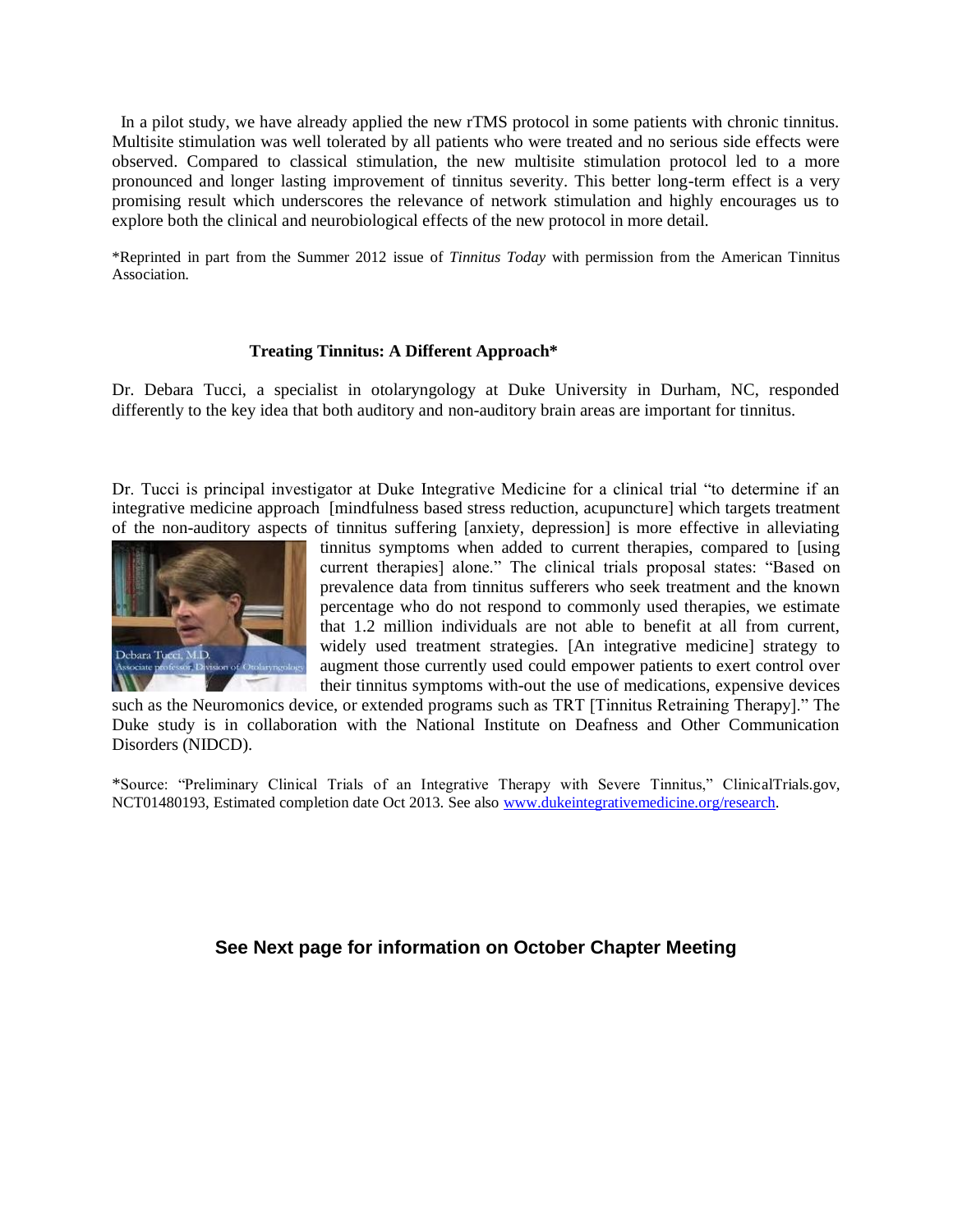In a pilot study, we have already applied the new rTMS protocol in some patients with chronic tinnitus. Multisite stimulation was well tolerated by all patients who were treated and no serious side effects were observed. Compared to classical stimulation, the new multisite stimulation protocol led to a more pronounced and longer lasting improvement of tinnitus severity. This better long-term effect is a very promising result which underscores the relevance of network stimulation and highly encourages us to explore both the clinical and neurobiological effects of the new protocol in more detail.

*Reprinted in part from the Summer 2012 issue of *Tinnitus Today* with permission from the American Tinnitus Association.

## Treating Tinnitus: A Different Approach*

Dr. Debara Tucci, a specialist in otolaryngology at Duke University in Durham, NC, responded differently to the key idea that both auditory and non-auditory brain areas are important for tinnitus.

Dr. Tucci is principal investigator at Duke Integrative Medicine for a clinical trial "to determine if an integrative medicine approach [mindfulness based stress reduction, acupuncture] which targets treatment of the non-auditory aspects of tinnitus suffering [anxiety, depression] is more effective in alleviating tinnitus symptoms when added to current therapies, compared to [using current therapies] alone." The clinical trials proposal states: "Based on prevalence data from tinnitus sufferers who seek treatment and the known percentage who do not respond to commonly used therapies, we estimate that 1.2 million individuals are not able to benefit at all from current, widely used treatment strategies. [An integrative medicine] strategy to augment those currently used could empower patients to exert control over their tinnitus symptoms with-out the use of medications, expensive devices such as the Neuromonics device, or extended programs such as TRT [Tinnitus Retraining Therapy]." The Duke study is in collaboration with the National Institute on Deafness and Other Communication Disorders (NIDCD).

*Source: "Preliminary Clinical Trials of an Integrative Therapy with Severe Tinnitus," ClinicalTrials.gov, NCT01480193, Estimated completion date Oct 2013. See also www.dukeintegrativemedicine.org/research.

**See Next page for information on October Chapter Meeting**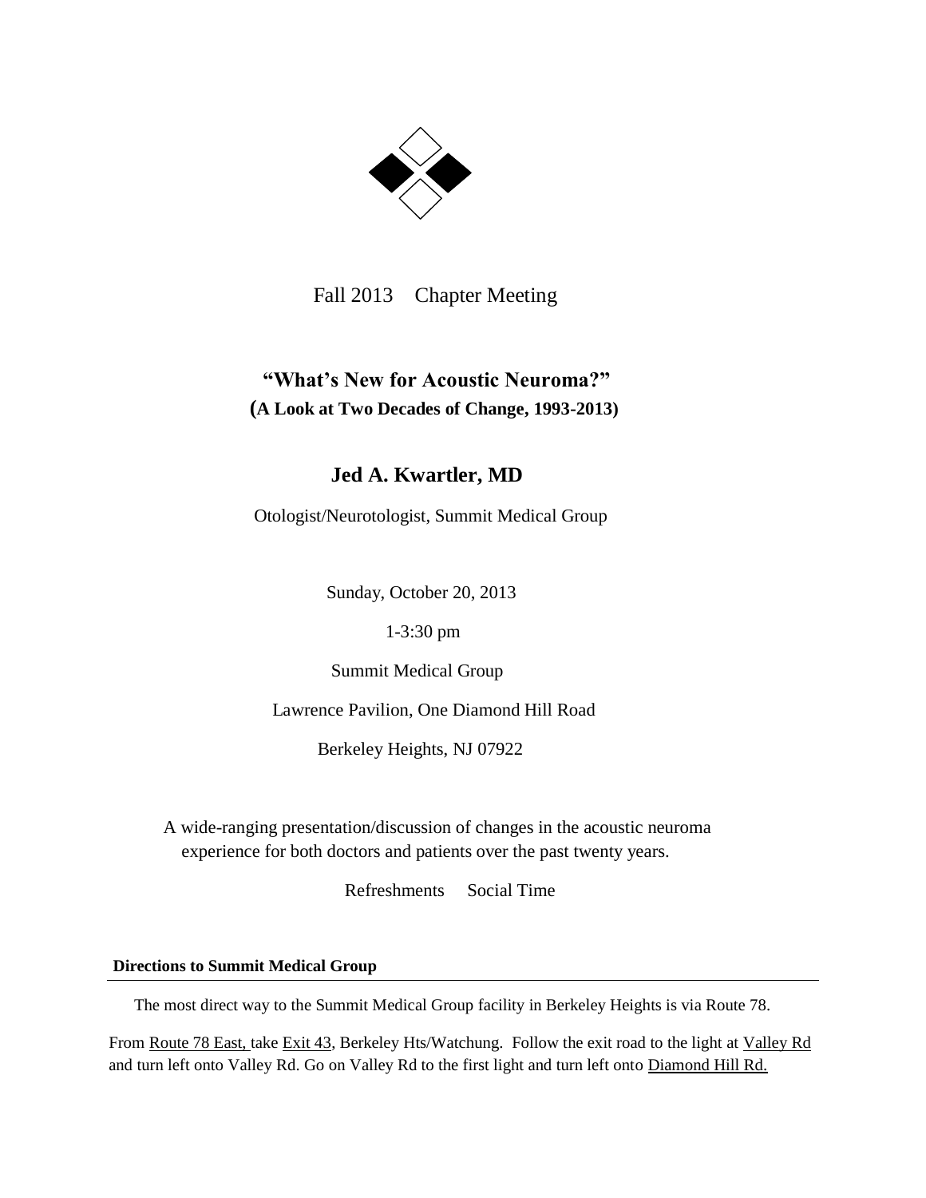Fall 2013 Chapter Meeting

## "What's New for Acoustic Neuroma?"

**(A Look at Two Decades of Change, 1993-2013)**

## Jed A. Kwartler, MD

Otologist/Neurotologist, Summit Medical Group

Sunday, October 20, 2013

1-3:30 pm

Summit Medical Group

Lawrence Pavilion, One Diamond Hill Road

Berkeley Heights, NJ 07922

A wide-ranging presentation/discussion of changes in the acoustic neuroma experience for both doctors and patients over the past twenty years.

Refreshments Social Time

**Directions to Summit Medical Group**

The most direct way to the Summit Medical Group facility in Berkeley Heights is via Route 78.

From Route 78 East, take Exit 43, Berkeley Hts/Watchung. Follow the exit road to the light at Valley Rd and turn left onto Valley Rd. Go on Valley Rd to the first light and turn left onto Diamond Hill Rd.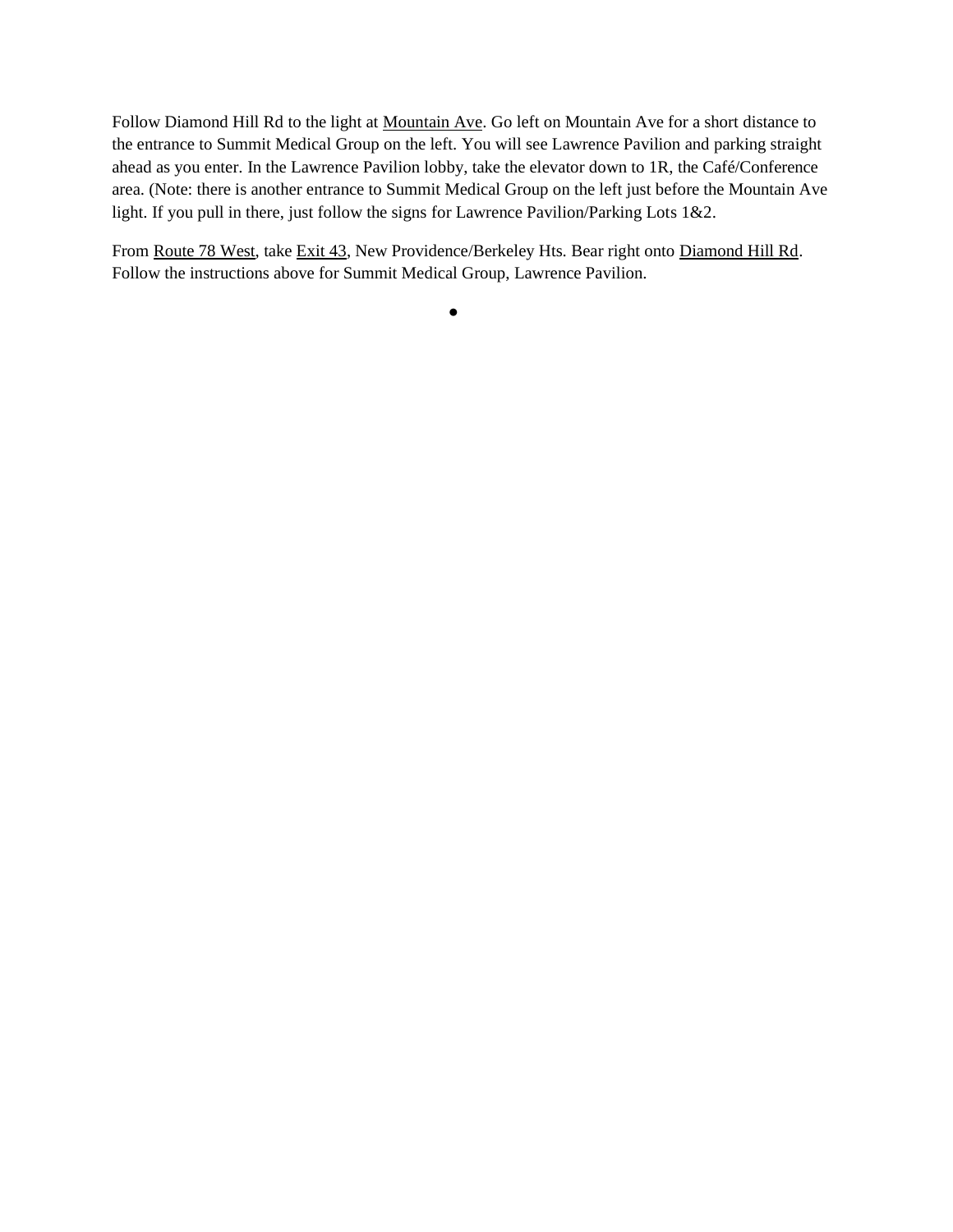Follow Diamond Hill Rd to the light at Mountain Ave. Go left on Mountain Ave for a short distance to the entrance to Summit Medical Group on the left. You will see Lawrence Pavilion and parking straight ahead as you enter. In the Lawrence Pavilion lobby, take the elevator down to 1R, the Café/Conference area. (Note: there is another entrance to Summit Medical Group on the left just before the Mountain Ave light. If you pull in there, just follow the signs for Lawrence Pavilion/Parking Lots 1&2.

From Route 78 West, take Exit 43, New Providence/Berkeley Hts. Bear right onto Diamond Hill Rd. Follow the instructions above for Summit Medical Group, Lawrence Pavilion.

-